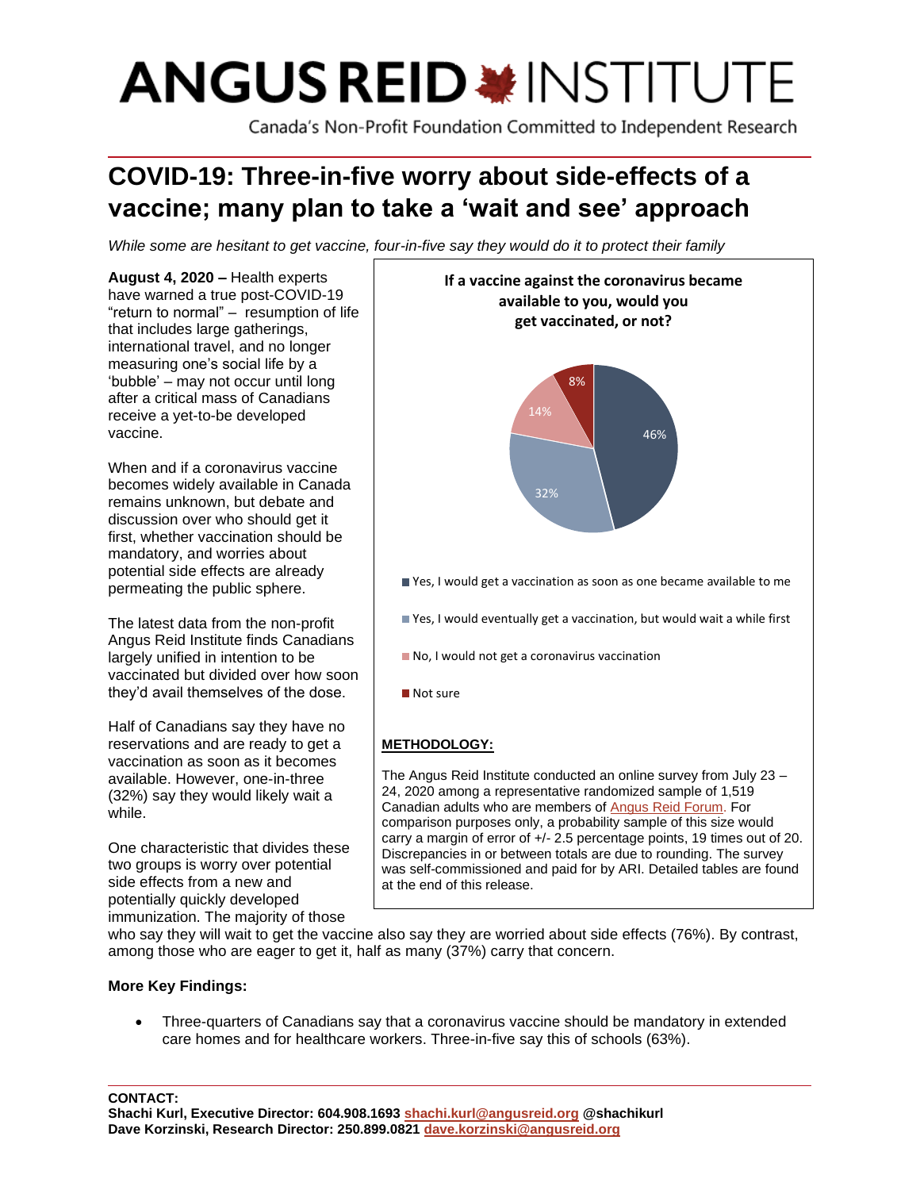# ANGUS REID INSTITUTE

Canada's Non-Profit Foundation Committed to Independent Research

## COVID-19: Three-in-five worry about side-effects of a vaccine; many plan to take a 'wait and see' approach

*While some are hesitant to get vaccine, four-in-five say they would do it to protect their family*

**August 4, 2020 –** Health experts have warned a true post-COVID-19 "return to normal" – resumption of life that includes large gatherings, international travel, and no longer measuring one's social life by a 'bubble' – may not occur until long after a critical mass of Canadians receive a yet-to-be developed vaccine.

When and if a coronavirus vaccine becomes widely available in Canada remains unknown, but debate and discussion over who should get it first, whether vaccination should be mandatory, and worries about potential side effects are already permeating the public sphere.

The latest data from the non-profit Angus Reid Institute finds Canadians largely unified in intention to be vaccinated but divided over how soon they'd avail themselves of the dose.

Half of Canadians say they have no reservations and are ready to get a vaccination as soon as it becomes available. However, one-in-three (32%) say they would likely wait a while.

One characteristic that divides these two groups is worry over potential side effects from a new and potentially quickly developed immunization. The majority of those who say they will wait to get the vaccine also say they are worried about side effects (76%). By contrast, among those who are eager to get it, half as many (37%) carry that concern.

**If a vaccine against the coronavirus became available to you, would you get vaccinated, or not?**

| Response | % |
|---|---|
| Yes, I would get a vaccination as soon as one became available to me | 46% |
| Yes, I would eventually get a vaccination, but would wait a while first | 32% |
| No, I would not get a coronavirus vaccination | 14% |
| Not sure | 8% |

**METHODOLOGY:**

The Angus Reid Institute conducted an online survey from July 23 – 24, 2020 among a representative randomized sample of 1,519 Canadian adults who are members of Angus Reid Forum. For comparison purposes only, a probability sample of this size would carry a margin of error of +/- 2.5 percentage points, 19 times out of 20. Discrepancies in or between totals are due to rounding. The survey was self-commissioned and paid for by ARI. Detailed tables are found at the end of this release.

### More Key Findings:

- Three-quarters of Canadians say that a coronavirus vaccine should be mandatory in extended care homes and for healthcare workers. Three-in-five say this of schools (63%).

**CONTACT:**
**Shachi Kurl, Executive Director: 604.908.1693 shachi.kurl@angusreid.org @shachikurl**
**Dave Korzinski, Research Director: 250.899.0821 dave.korzinski@angusreid.org**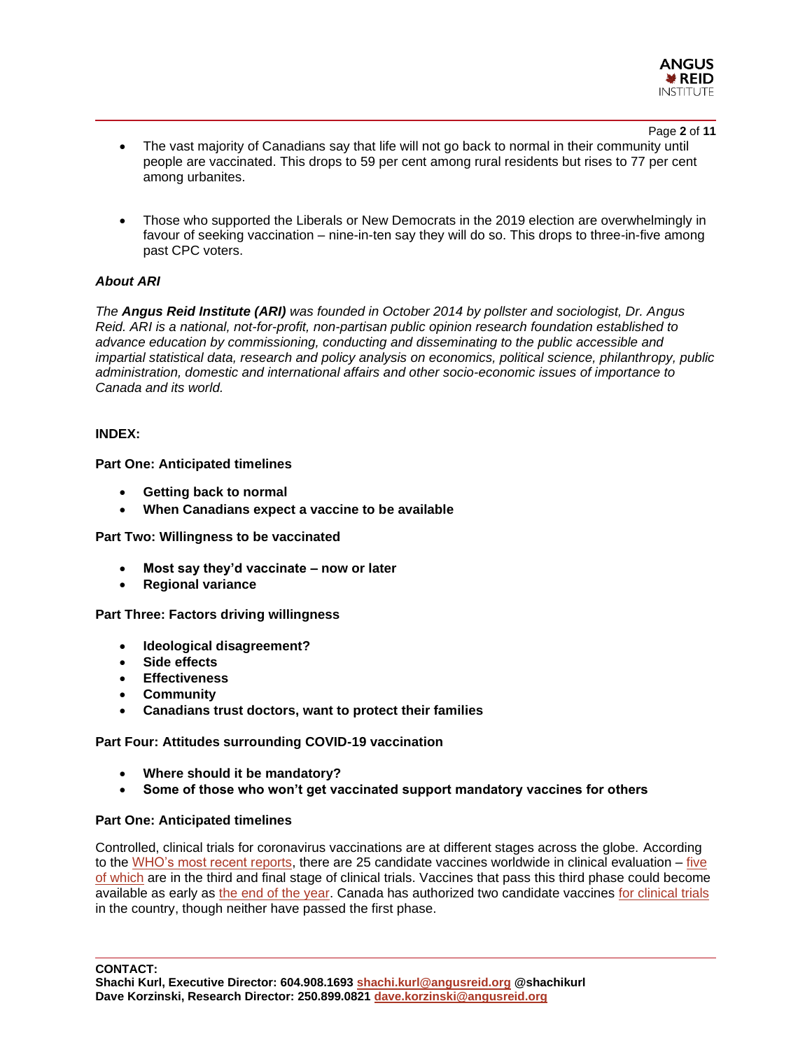- The vast majority of Canadians say that life will not go back to normal in their community until people are vaccinated. This drops to 59 per cent among rural residents but rises to 77 per cent among urbanites.

- Those who supported the Liberals or New Democrats in the 2019 election are overwhelmingly in favour of seeking vaccination – nine-in-ten say they will do so. This drops to three-in-five among past CPC voters.

***About ARI***

*The **Angus Reid Institute (ARI)** was founded in October 2014 by pollster and sociologist, Dr. Angus Reid. ARI is a national, not-for-profit, non-partisan public opinion research foundation established to advance education by commissioning, conducting and disseminating to the public accessible and impartial statistical data, research and policy analysis on economics, political science, philanthropy, public administration, domestic and international affairs and other socio-economic issues of importance to Canada and its world.*

**INDEX:**

**Part One: Anticipated timelines**

- **Getting back to normal**
- **When Canadians expect a vaccine to be available**

**Part Two: Willingness to be vaccinated**

- **Most say they'd vaccinate – now or later**
- **Regional variance**

**Part Three: Factors driving willingness**

- **Ideological disagreement?**
- **Side effects**
- **Effectiveness**
- **Community**
- **Canadians trust doctors, want to protect their families**

**Part Four: Attitudes surrounding COVID-19 vaccination**

- **Where should it be mandatory?**
- **Some of those who won't get vaccinated support mandatory vaccines for others**

**Part One: Anticipated timelines**

Controlled, clinical trials for coronavirus vaccinations are at different stages across the globe. According to the WHO's most recent reports, there are 25 candidate vaccines worldwide in clinical evaluation – five of which are in the third and final stage of clinical trials. Vaccines that pass this third phase could become available as early as the end of the year. Canada has authorized two candidate vaccines for clinical trials in the country, though neither have passed the first phase.

**CONTACT:**
**Shachi Kurl, Executive Director: 604.908.1693 shachi.kurl@angusreid.org @shachikurl**
**Dave Korzinski, Research Director: 250.899.0821 dave.korzinski@angusreid.org**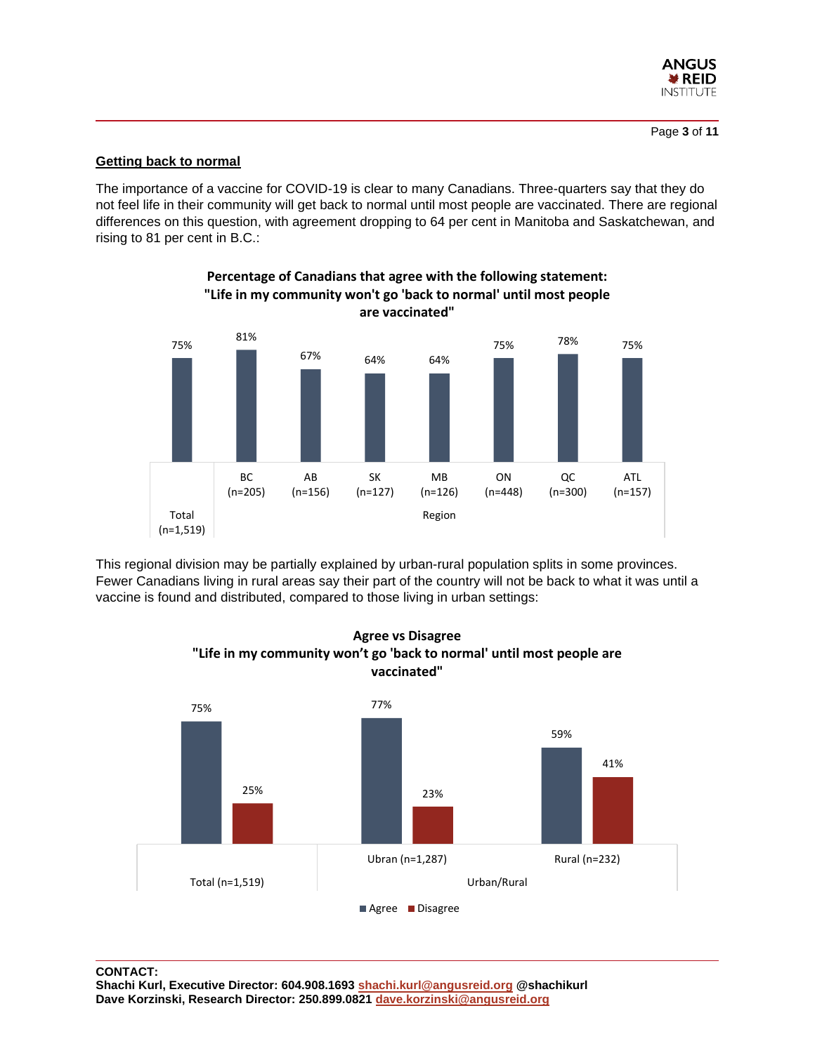## Getting back to normal

The importance of a vaccine for COVID-19 is clear to many Canadians. Three-quarters say that they do not feel life in their community will get back to normal until most people are vaccinated. There are regional differences on this question, with agreement dropping to 64 per cent in Manitoba and Saskatchewan, and rising to 81 per cent in B.C.:

**Percentage of Canadians that agree with the following statement: "Life in my community won't go 'back to normal' until most people are vaccinated"**

| Total (n=1,519) | BC (n=205) | AB (n=156) | SK (n=127) | MB (n=126) | ON (n=448) | QC (n=300) | ATL (n=157) |
|---|---|---|---|---|---|---|---|
| 75% | 81% | 67% | 64% | 64% | 75% | 78% | 75% |

This regional division may be partially explained by urban-rural population splits in some provinces. Fewer Canadians living in rural areas say their part of the country will not be back to what it was until a vaccine is found and distributed, compared to those living in urban settings:

**Agree vs Disagree "Life in my community won't go 'back to normal' until most people are vaccinated"**

| | Total (n=1,519) | Ubran (n=1,287) | Rural (n=232) |
|---|---|---|---|
| Agree | 75% | 77% | 59% |
| Disagree | 25% | 23% | 41% |

**CONTACT:**
**Shachi Kurl, Executive Director: 604.908.1693 shachi.kurl@angusreid.org @shachikurl**
**Dave Korzinski, Research Director: 250.899.0821 dave.korzinski@angusreid.org**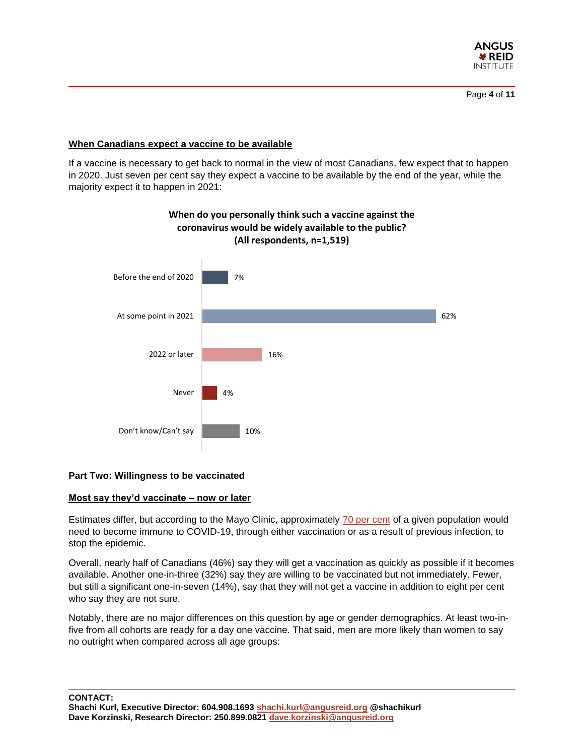## When Canadians expect a vaccine to be available

If a vaccine is necessary to get back to normal in the view of most Canadians, few expect that to happen in 2020. Just seven per cent say they expect a vaccine to be available by the end of the year, while the majority expect it to happen in 2021:

**When do you personally think such a vaccine against the coronavirus would be widely available to the public? (All respondents, n=1,519)**

| Response | % |
|---|---|
| Before the end of 2020 | 7% |
| At some point in 2021 | 62% |
| 2022 or later | 16% |
| Never | 4% |
| Don't know/Can't say | 10% |

# Part Two: Willingness to be vaccinated

## Most say they'd vaccinate – now or later

Estimates differ, but according to the Mayo Clinic, approximately 70 per cent of a given population would need to become immune to COVID-19, through either vaccination or as a result of previous infection, to stop the epidemic.

Overall, nearly half of Canadians (46%) say they will get a vaccination as quickly as possible if it becomes available. Another one-in-three (32%) say they are willing to be vaccinated but not immediately. Fewer, but still a significant one-in-seven (14%), say that they will not get a vaccine in addition to eight per cent who say they are not sure.

Notably, there are no major differences on this question by age or gender demographics. At least two-in-five from all cohorts are ready for a day one vaccine. That said, men are more likely than women to say no outright when compared across all age groups:

**CONTACT:**
**Shachi Kurl, Executive Director: 604.908.1693 shachi.kurl@angusreid.org @shachikurl**
**Dave Korzinski, Research Director: 250.899.0821 dave.korzinski@angusreid.org**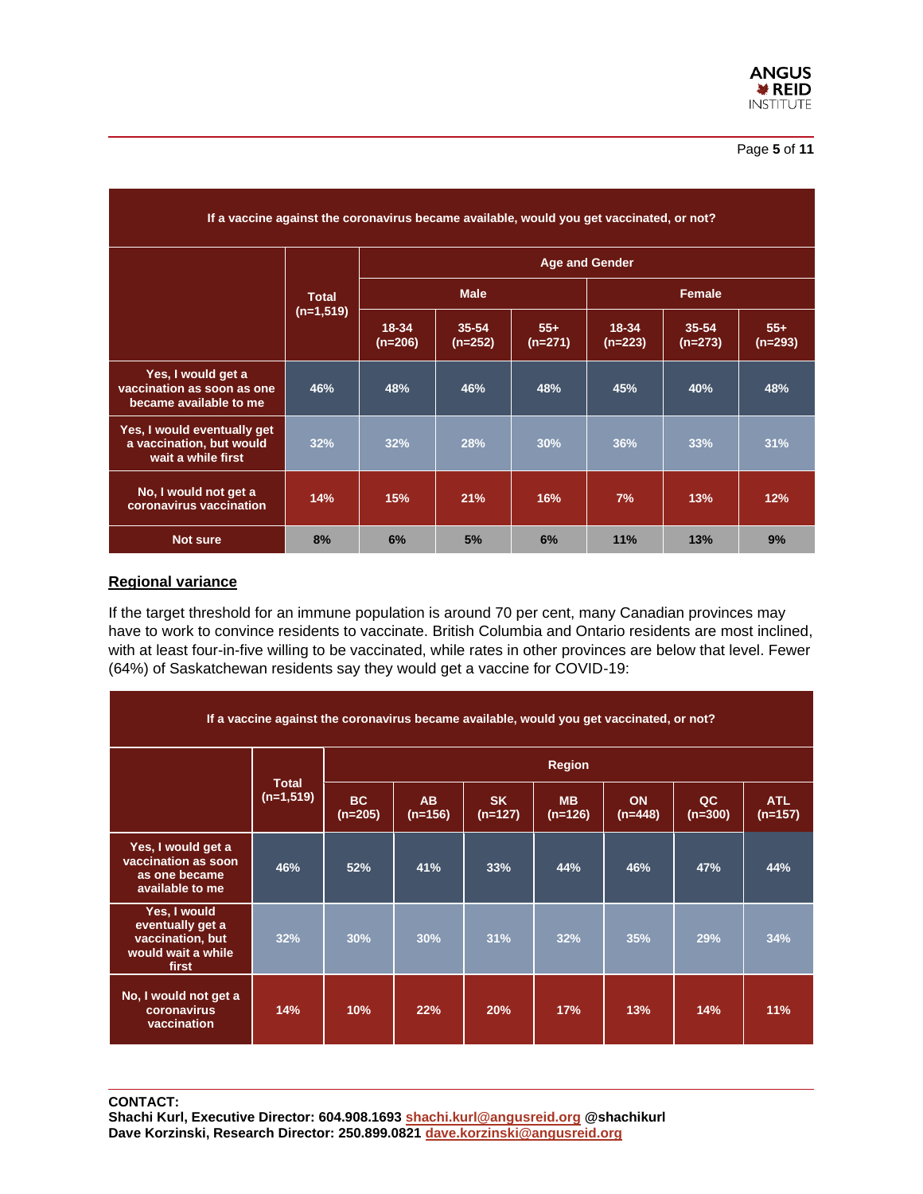| If a vaccine against the coronavirus became available, would you get vaccinated, or not? | | | | | | | |
|---|---|---|---|---|---|---|---|
| | Total (n=1,519) | Age and Gender | | | | | |
| | | Male | | | Female | | |
| | | 18-34 (n=206) | 35-54 (n=252) | 55+ (n=271) | 18-34 (n=223) | 35-54 (n=273) | 55+ (n=293) |
| Yes, I would get a vaccination as soon as one became available to me | 46% | 48% | 46% | 48% | 45% | 40% | 48% |
| Yes, I would eventually get a vaccination, but would wait a while first | 32% | 32% | 28% | 30% | 36% | 33% | 31% |
| No, I would not get a coronavirus vaccination | 14% | 15% | 21% | 16% | 7% | 13% | 12% |
| Not sure | 8% | 6% | 5% | 6% | 11% | 13% | 9% |

## Regional variance

If the target threshold for an immune population is around 70 per cent, many Canadian provinces may have to work to convince residents to vaccinate. British Columbia and Ontario residents are most inclined, with at least four-in-five willing to be vaccinated, while rates in other provinces are below that level. Fewer (64%) of Saskatchewan residents say they would get a vaccine for COVID-19:

| If a vaccine against the coronavirus became available, would you get vaccinated, or not? | | | | | | | |
|---|---|---|---|---|---|---|---|
| | Total (n=1,519) | Region | | | | | |
| | | BC (n=205) | AB (n=156) | SK (n=127) | MB (n=126) | ON (n=448) | QC (n=300) | ATL (n=157) |
| Yes, I would get a vaccination as soon as one became available to me | 46% | 52% | 41% | 33% | 44% | 46% | 47% | 44% |
| Yes, I would eventually get a vaccination, but would wait a while first | 32% | 30% | 30% | 31% | 32% | 35% | 29% | 34% |
| No, I would not get a coronavirus vaccination | 14% | 10% | 22% | 20% | 17% | 13% | 14% | 11% |

**CONTACT:**
**Shachi Kurl, Executive Director: 604.908.1693 shachi.kurl@angusreid.org @shachikurl**
**Dave Korzinski, Research Director: 250.899.0821 dave.korzinski@angusreid.org**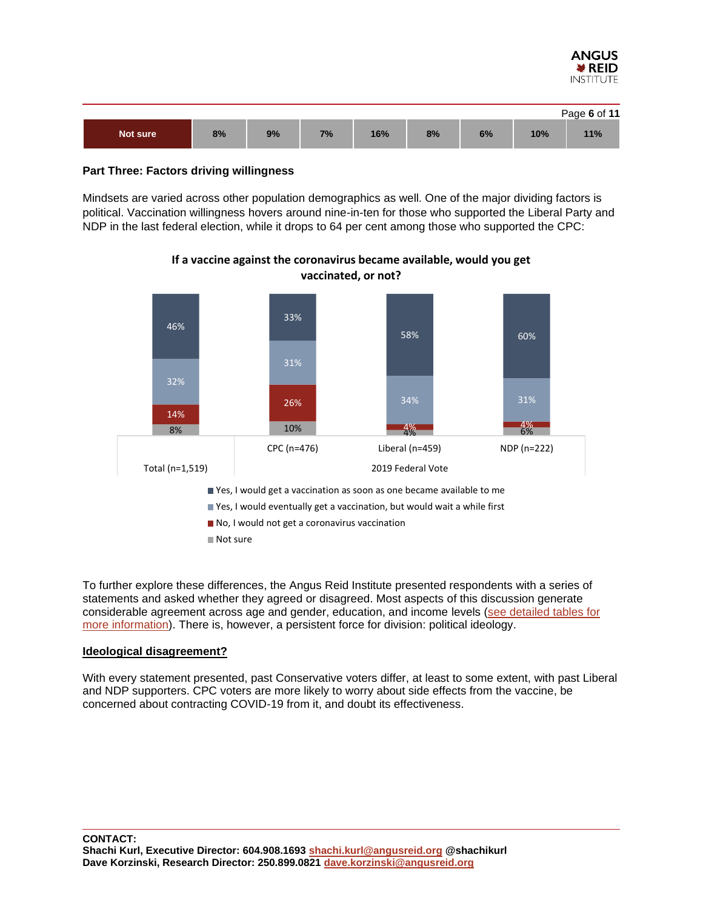| Not sure | 8% | 9% | 7% | 16% | 8% | 6% | 10% | 11% |
|---|---|---|---|---|---|---|---|---|

**Part Three: Factors driving willingness**

Mindsets are varied across other population demographics as well. One of the major dividing factors is political. Vaccination willingness hovers around nine-in-ten for those who supported the Liberal Party and NDP in the last federal election, while it drops to 64 per cent among those who supported the CPC:

**If a vaccine against the coronavirus became available, would you get vaccinated, or not?**

| | Total (n=1,519) | 2019 Federal Vote: CPC (n=476) | 2019 Federal Vote: Liberal (n=459) | 2019 Federal Vote: NDP (n=222) |
|---|---|---|---|---|
| Yes, I would get a vaccination as soon as one became available to me | 46% | 33% | 58% | 60% |
| Yes, I would eventually get a vaccination, but would wait a while first | 32% | 31% | 34% | 31% |
| No, I would not get a coronavirus vaccination | 14% | 26% | 4% | 4% |
| Not sure | 8% | 10% | 4% | 6% |

To further explore these differences, the Angus Reid Institute presented respondents with a series of statements and asked whether they agreed or disagreed. Most aspects of this discussion generate considerable agreement across age and gender, education, and income levels (see detailed tables for more information). There is, however, a persistent force for division: political ideology.

**Ideological disagreement?**

With every statement presented, past Conservative voters differ, at least to some extent, with past Liberal and NDP supporters. CPC voters are more likely to worry about side effects from the vaccine, be concerned about contracting COVID-19 from it, and doubt its effectiveness.

**CONTACT:**
**Shachi Kurl, Executive Director: 604.908.1693 shachi.kurl@angusreid.org @shachikurl**
**Dave Korzinski, Research Director: 250.899.0821 dave.korzinski@angusreid.org**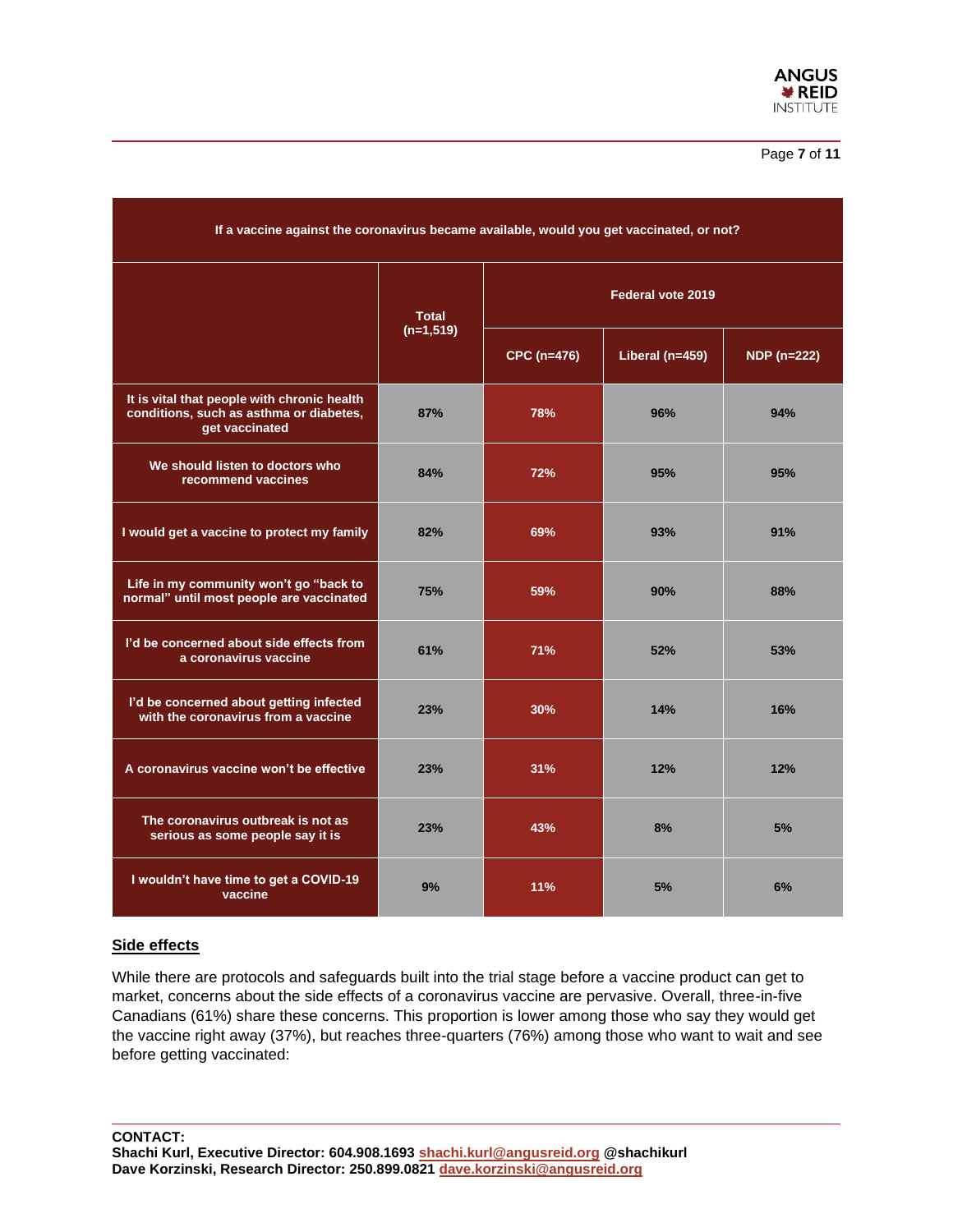| If a vaccine against the coronavirus became available, would you get vaccinated, or not? | | | | |
|---|---|---|---|---|
| | Total (n=1,519) | Federal vote 2019 | | |
| | | CPC (n=476) | Liberal (n=459) | NDP (n=222) |
| It is vital that people with chronic health conditions, such as asthma or diabetes, get vaccinated | 87% | 78% | 96% | 94% |
| We should listen to doctors who recommend vaccines | 84% | 72% | 95% | 95% |
| I would get a vaccine to protect my family | 82% | 69% | 93% | 91% |
| Life in my community won't go "back to normal" until most people are vaccinated | 75% | 59% | 90% | 88% |
| I'd be concerned about side effects from a coronavirus vaccine | 61% | 71% | 52% | 53% |
| I'd be concerned about getting infected with the coronavirus from a vaccine | 23% | 30% | 14% | 16% |
| A coronavirus vaccine won't be effective | 23% | 31% | 12% | 12% |
| The coronavirus outbreak is not as serious as some people say it is | 23% | 43% | 8% | 5% |
| I wouldn't have time to get a COVID-19 vaccine | 9% | 11% | 5% | 6% |

## Side effects

While there are protocols and safeguards built into the trial stage before a vaccine product can get to market, concerns about the side effects of a coronavirus vaccine are pervasive. Overall, three-in-five Canadians (61%) share these concerns. This proportion is lower among those who say they would get the vaccine right away (37%), but reaches three-quarters (76%) among those who want to wait and see before getting vaccinated:

**CONTACT:**
**Shachi Kurl, Executive Director: 604.908.1693 shachi.kurl@angusreid.org @shachikurl**
**Dave Korzinski, Research Director: 250.899.0821 dave.korzinski@angusreid.org**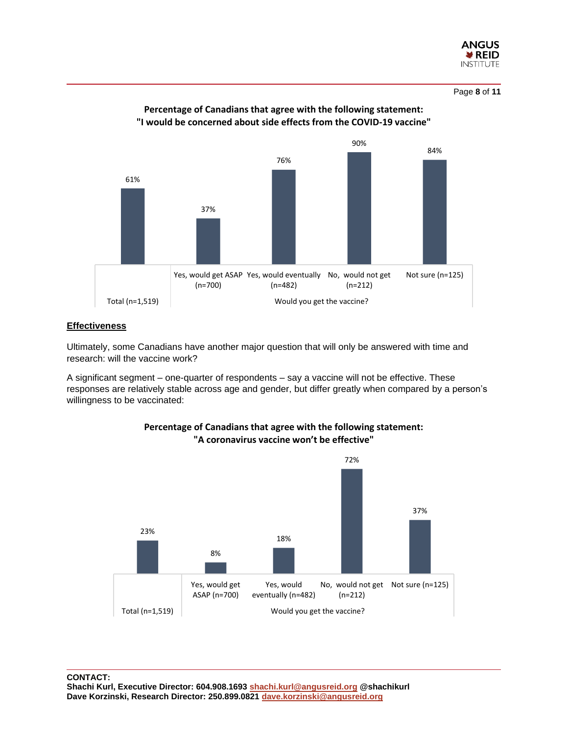**Percentage of Canadians that agree with the following statement:
"I would be concerned about side effects from the COVID-19 vaccine"**

| Total (n=1,519) | Yes, would get ASAP (n=700) | Yes, would eventually (n=482) | No, would not get (n=212) | Not sure (n=125) |
|---|---|---|---|---|
| | Would you get the vaccine? | | | |
| 61% | 37% | 76% | 90% | 84% |

## Effectiveness

Ultimately, some Canadians have another major question that will only be answered with time and research: will the vaccine work?

A significant segment – one-quarter of respondents – say a vaccine will not be effective. These responses are relatively stable across age and gender, but differ greatly when compared by a person's willingness to be vaccinated:

**Percentage of Canadians that agree with the following statement:
"A coronavirus vaccine won't be effective"**

| Total (n=1,519) | Yes, would get ASAP (n=700) | Yes, would eventually (n=482) | No, would not get (n=212) | Not sure (n=125) |
|---|---|---|---|---|
| | Would you get the vaccine? | | | |
| 23% | 8% | 18% | 72% | 37% |

**CONTACT:**
**Shachi Kurl, Executive Director: 604.908.1693 shachi.kurl@angusreid.org @shachikurl**
**Dave Korzinski, Research Director: 250.899.0821 dave.korzinski@angusreid.org**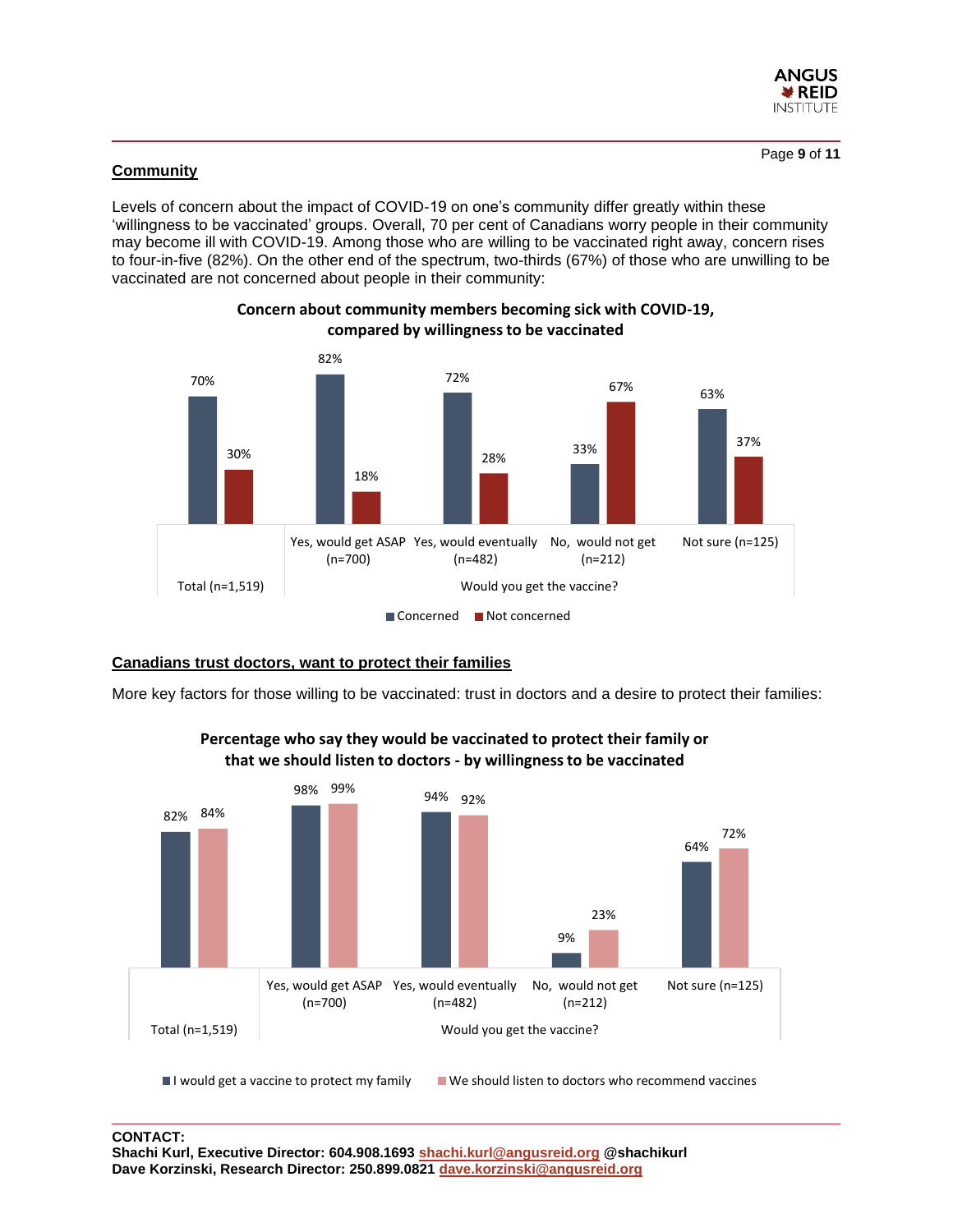## Community

Levels of concern about the impact of COVID-19 on one's community differ greatly within these 'willingness to be vaccinated' groups. Overall, 70 per cent of Canadians worry people in their community may become ill with COVID-19. Among those who are willing to be vaccinated right away, concern rises to four-in-five (82%). On the other end of the spectrum, two-thirds (67%) of those who are unwilling to be vaccinated are not concerned about people in their community:

**Concern about community members becoming sick with COVID-19, compared by willingness to be vaccinated**

| | Total (n=1,519) | Would you get the vaccine? Yes, would get ASAP (n=700) | Yes, would eventually (n=482) | No, would not get (n=212) | Not sure (n=125) |
|---|---|---|---|---|---|
| Concerned | 70% | 82% | 72% | 33% | 63% |
| Not concerned | 30% | 18% | 28% | 67% | 37% |

## Canadians trust doctors, want to protect their families

More key factors for those willing to be vaccinated: trust in doctors and a desire to protect their families:

**Percentage who say they would be vaccinated to protect their family or that we should listen to doctors - by willingness to be vaccinated**

| | Total (n=1,519) | Would you get the vaccine? Yes, would get ASAP (n=700) | Yes, would eventually (n=482) | No, would not get (n=212) | Not sure (n=125) |
|---|---|---|---|---|---|
| I would get a vaccine to protect my family | 82% | 98% | 94% | 9% | 64% |
| We should listen to doctors who recommend vaccines | 84% | 99% | 92% | 23% | 72% |

**CONTACT:**
**Shachi Kurl, Executive Director: 604.908.1693 shachi.kurl@angusreid.org @shachikurl**
**Dave Korzinski, Research Director: 250.899.0821 dave.korzinski@angusreid.org**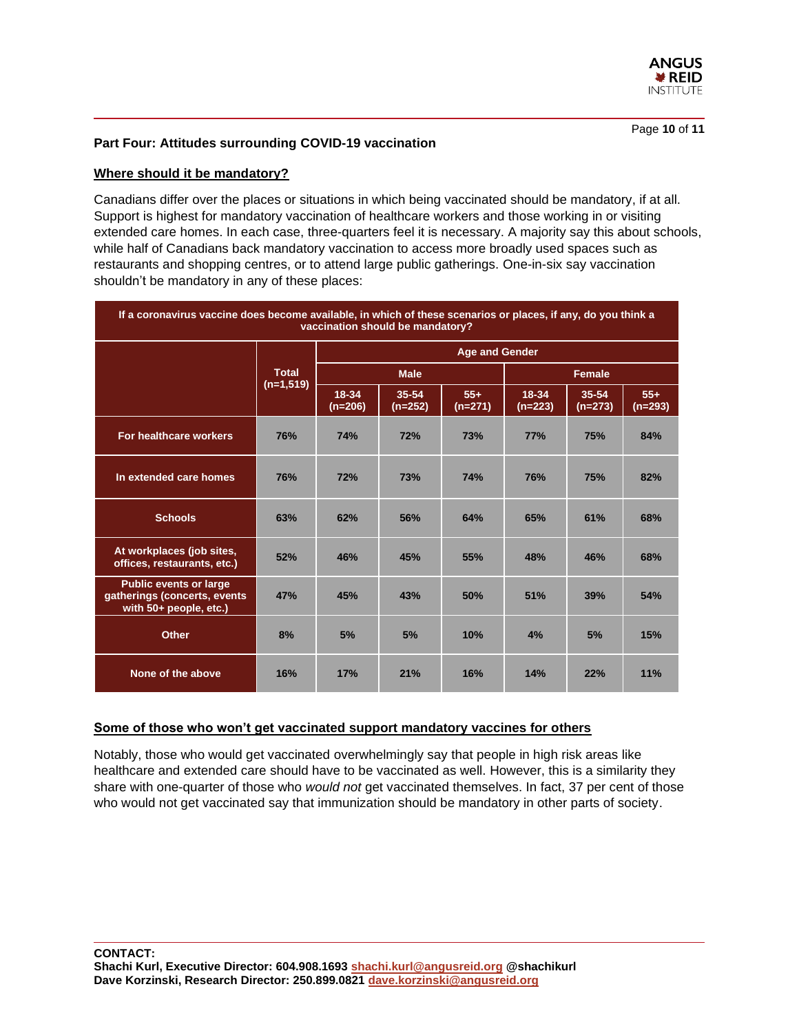## Part Four: Attitudes surrounding COVID-19 vaccination

### Where should it be mandatory?

Canadians differ over the places or situations in which being vaccinated should be mandatory, if at all. Support is highest for mandatory vaccination of healthcare workers and those working in or visiting extended care homes. In each case, three-quarters feel it is necessary. A majority say this about schools, while half of Canadians back mandatory vaccination to access more broadly used spaces such as restaurants and shopping centres, or to attend large public gatherings. One-in-six say vaccination shouldn't be mandatory in any of these places:

| If a coronavirus vaccine does become available, in which of these scenarios or places, if any, do you think a vaccination should be mandatory? | | | | | | | |
|---|---|---|---|---|---|---|---|
| | Total (n=1,519) | Age and Gender | | | | | |
| | | Male | | | Female | | |
| | | 18-34 (n=206) | 35-54 (n=252) | 55+ (n=271) | 18-34 (n=223) | 35-54 (n=273) | 55+ (n=293) |
| For healthcare workers | 76% | 74% | 72% | 73% | 77% | 75% | 84% |
| In extended care homes | 76% | 72% | 73% | 74% | 76% | 75% | 82% |
| Schools | 63% | 62% | 56% | 64% | 65% | 61% | 68% |
| At workplaces (job sites, offices, restaurants, etc.) | 52% | 46% | 45% | 55% | 48% | 46% | 68% |
| Public events or large gatherings (concerts, events with 50+ people, etc.) | 47% | 45% | 43% | 50% | 51% | 39% | 54% |
| Other | 8% | 5% | 5% | 10% | 4% | 5% | 15% |
| None of the above | 16% | 17% | 21% | 16% | 14% | 22% | 11% |

### Some of those who won't get vaccinated support mandatory vaccines for others

Notably, those who would get vaccinated overwhelmingly say that people in high risk areas like healthcare and extended care should have to be vaccinated as well. However, this is a similarity they share with one-quarter of those who *would not* get vaccinated themselves. In fact, 37 per cent of those who would not get vaccinated say that immunization should be mandatory in other parts of society.

**CONTACT:**
**Shachi Kurl, Executive Director: 604.908.1693 shachi.kurl@angusreid.org @shachikurl**
**Dave Korzinski, Research Director: 250.899.0821 dave.korzinski@angusreid.org**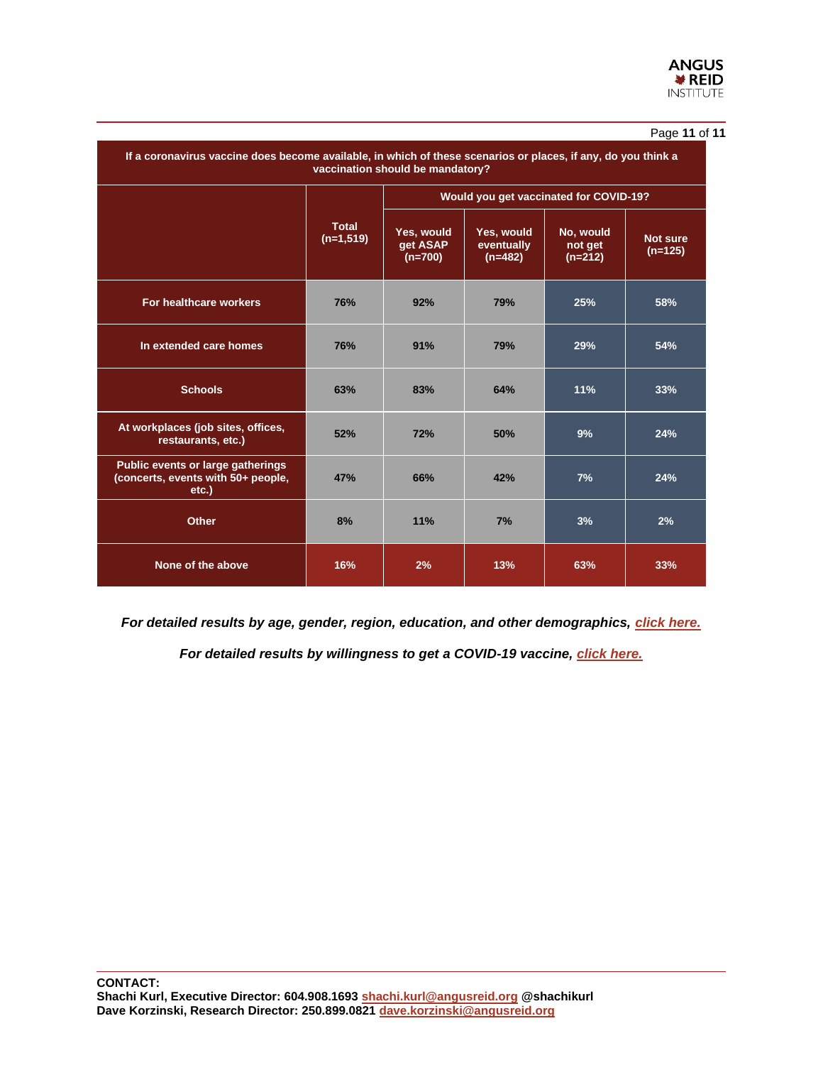| If a coronavirus vaccine does become available, in which of these scenarios or places, if any, do you think a vaccination should be mandatory? | | | | | |
|---|---|---|---|---|---|
| | Total (n=1,519) | Would you get vaccinated for COVID-19? | | | |
| | | Yes, would get ASAP (n=700) | Yes, would eventually (n=482) | No, would not get (n=212) | Not sure (n=125) |
| For healthcare workers | 76% | 92% | 79% | 25% | 58% |
| In extended care homes | 76% | 91% | 79% | 29% | 54% |
| Schools | 63% | 83% | 64% | 11% | 33% |
| At workplaces (job sites, offices, restaurants, etc.) | 52% | 72% | 50% | 9% | 24% |
| Public events or large gatherings (concerts, events with 50+ people, etc.) | 47% | 66% | 42% | 7% | 24% |
| Other | 8% | 11% | 7% | 3% | 2% |
| None of the above | 16% | 2% | 13% | 63% | 33% |

***For detailed results by age, gender, region, education, and other demographics, click here.***

***For detailed results by willingness to get a COVID-19 vaccine, click here.***

**CONTACT:**
**Shachi Kurl, Executive Director: 604.908.1693 shachi.kurl@angusreid.org @shachikurl**
**Dave Korzinski, Research Director: 250.899.0821 dave.korzinski@angusreid.org**